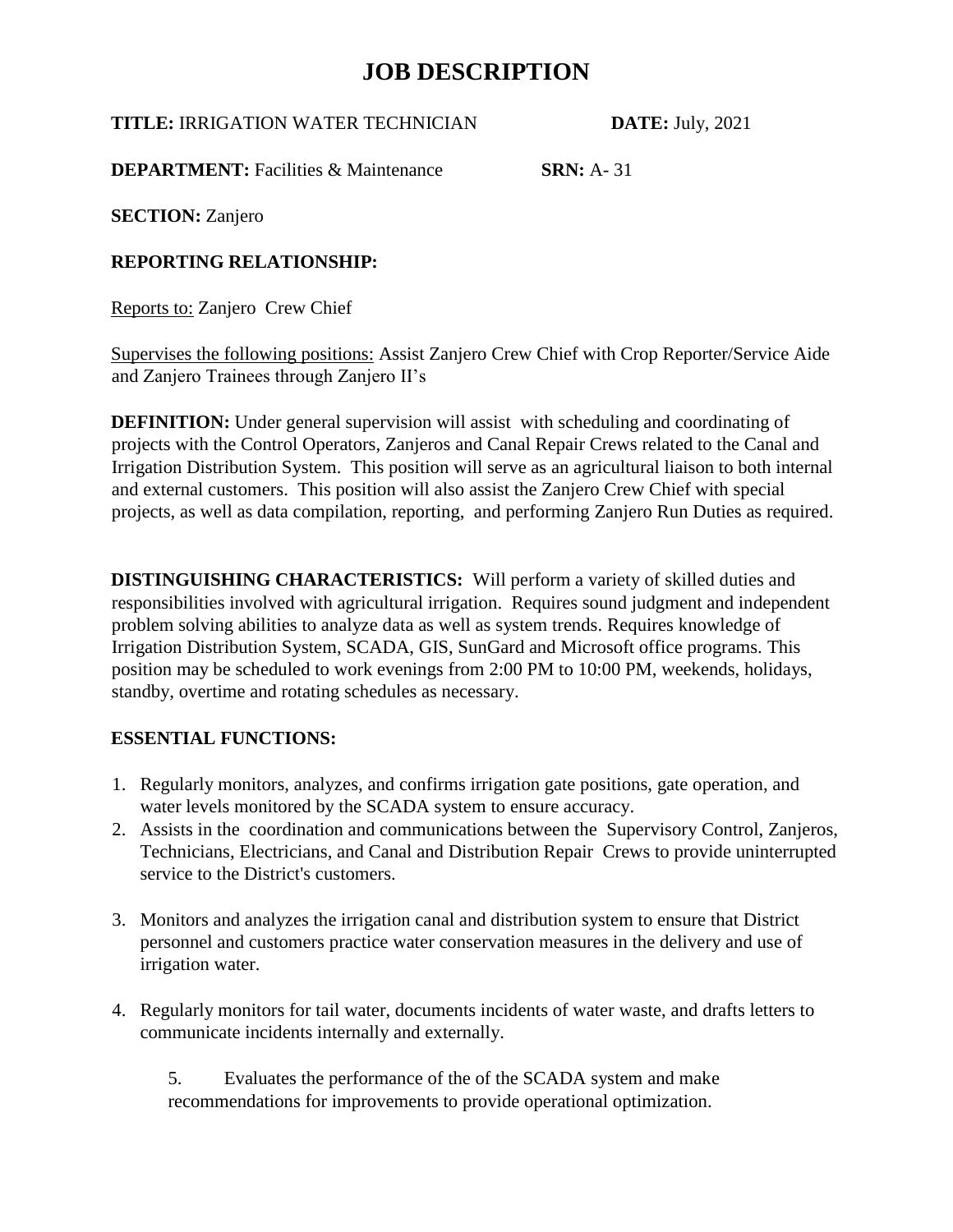# JOB DESCRIPTION

**TITLE:** IRRIGATION WATER TECHNICIAN **DATE:** July, 2021

**DEPARTMENT:** Facilities & Maintenance **SRN:** A- 31

**SECTION:** Zanjero

**REPORTING RELATIONSHIP:**

Reports to: Zanjero Crew Chief

Supervises the following positions: Assist Zanjero Crew Chief with Crop Reporter/Service Aide and Zanjero Trainees through Zanjero II's

**DEFINITION:** Under general supervision will assist with scheduling and coordinating of projects with the Control Operators, Zanjeros and Canal Repair Crews related to the Canal and Irrigation Distribution System. This position will serve as an agricultural liaison to both internal and external customers. This position will also assist the Zanjero Crew Chief with special projects, as well as data compilation, reporting, and performing Zanjero Run Duties as required.

**DISTINGUISHING CHARACTERISTICS:** Will perform a variety of skilled duties and responsibilities involved with agricultural irrigation. Requires sound judgment and independent problem solving abilities to analyze data as well as system trends. Requires knowledge of Irrigation Distribution System, SCADA, GIS, SunGard and Microsoft office programs. This position may be scheduled to work evenings from 2:00 PM to 10:00 PM, weekends, holidays, standby, overtime and rotating schedules as necessary.

**ESSENTIAL FUNCTIONS:**

1. Regularly monitors, analyzes, and confirms irrigation gate positions, gate operation, and water levels monitored by the SCADA system to ensure accuracy.
2. Assists in the coordination and communications between the Supervisory Control, Zanjeros, Technicians, Electricians, and Canal and Distribution Repair Crews to provide uninterrupted service to the District's customers.
3. Monitors and analyzes the irrigation canal and distribution system to ensure that District personnel and customers practice water conservation measures in the delivery and use of irrigation water.
4. Regularly monitors for tail water, documents incidents of water waste, and drafts letters to communicate incidents internally and externally.
5. Evaluates the performance of the of the SCADA system and make recommendations for improvements to provide operational optimization.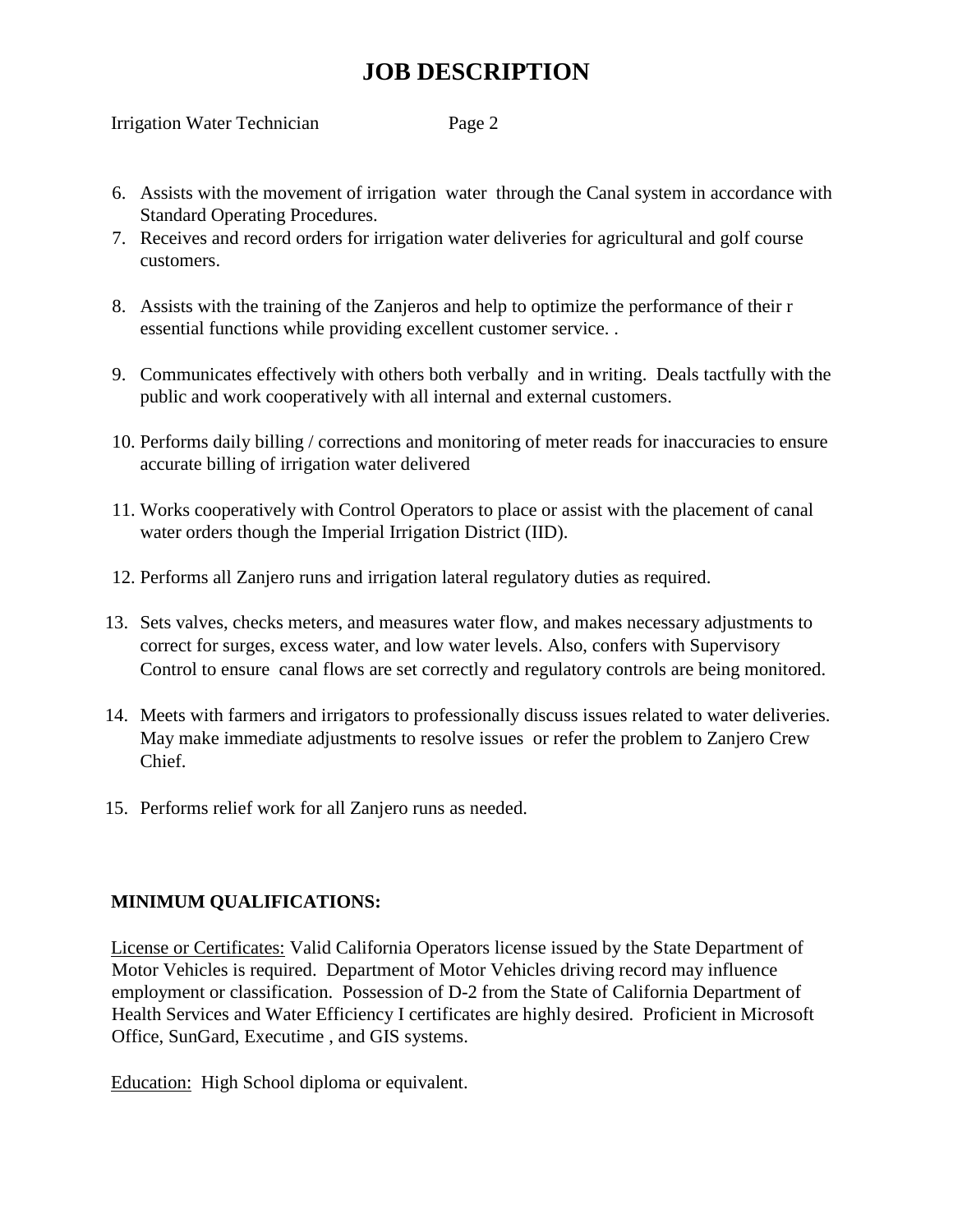# JOB DESCRIPTION

Irrigation Water Technician

6. Assists with the movement of irrigation water through the Canal system in accordance with Standard Operating Procedures.
7. Receives and record orders for irrigation water deliveries for agricultural and golf course customers.
8. Assists with the training of the Zanjeros and help to optimize the performance of their r essential functions while providing excellent customer service. .
9. Communicates effectively with others both verbally and in writing. Deals tactfully with the public and work cooperatively with all internal and external customers.
10. Performs daily billing / corrections and monitoring of meter reads for inaccuracies to ensure accurate billing of irrigation water delivered
11. Works cooperatively with Control Operators to place or assist with the placement of canal water orders though the Imperial Irrigation District (IID).
12. Performs all Zanjero runs and irrigation lateral regulatory duties as required.
13. Sets valves, checks meters, and measures water flow, and makes necessary adjustments to correct for surges, excess water, and low water levels. Also, confers with Supervisory Control to ensure canal flows are set correctly and regulatory controls are being monitored.
14. Meets with farmers and irrigators to professionally discuss issues related to water deliveries. May make immediate adjustments to resolve issues or refer the problem to Zanjero Crew Chief.
15. Performs relief work for all Zanjero runs as needed.

**MINIMUM QUALIFICATIONS:**

License or Certificates: Valid California Operators license issued by the State Department of Motor Vehicles is required. Department of Motor Vehicles driving record may influence employment or classification. Possession of D-2 from the State of California Department of Health Services and Water Efficiency I certificates are highly desired. Proficient in Microsoft Office, SunGard, Executime , and GIS systems.

Education: High School diploma or equivalent.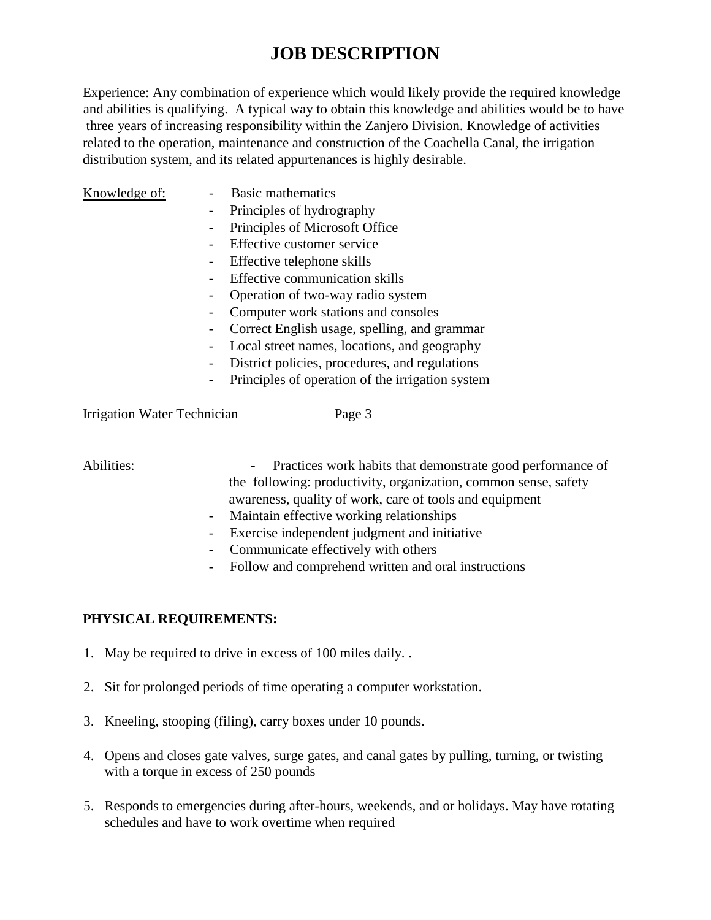# JOB DESCRIPTION

Experience: Any combination of experience which would likely provide the required knowledge and abilities is qualifying. A typical way to obtain this knowledge and abilities would be to have three years of increasing responsibility within the Zanjero Division. Knowledge of activities related to the operation, maintenance and construction of the Coachella Canal, the irrigation distribution system, and its related appurtenances is highly desirable.

Knowledge of:

- Basic mathematics
- Principles of hydrography
- Principles of Microsoft Office
- Effective customer service
- Effective telephone skills
- Effective communication skills
- Operation of two-way radio system
- Computer work stations and consoles
- Correct English usage, spelling, and grammar
- Local street names, locations, and geography
- District policies, procedures, and regulations
- Principles of operation of the irrigation system

Abilities:

- Practices work habits that demonstrate good performance of the following: productivity, organization, common sense, safety awareness, quality of work, care of tools and equipment
- Maintain effective working relationships
- Exercise independent judgment and initiative
- Communicate effectively with others
- Follow and comprehend written and oral instructions

**PHYSICAL REQUIREMENTS:**

1. May be required to drive in excess of 100 miles daily. .
2. Sit for prolonged periods of time operating a computer workstation.
3. Kneeling, stooping (filing), carry boxes under 10 pounds.
4. Opens and closes gate valves, surge gates, and canal gates by pulling, turning, or twisting with a torque in excess of 250 pounds
5. Responds to emergencies during after-hours, weekends, and or holidays. May have rotating schedules and have to work overtime when required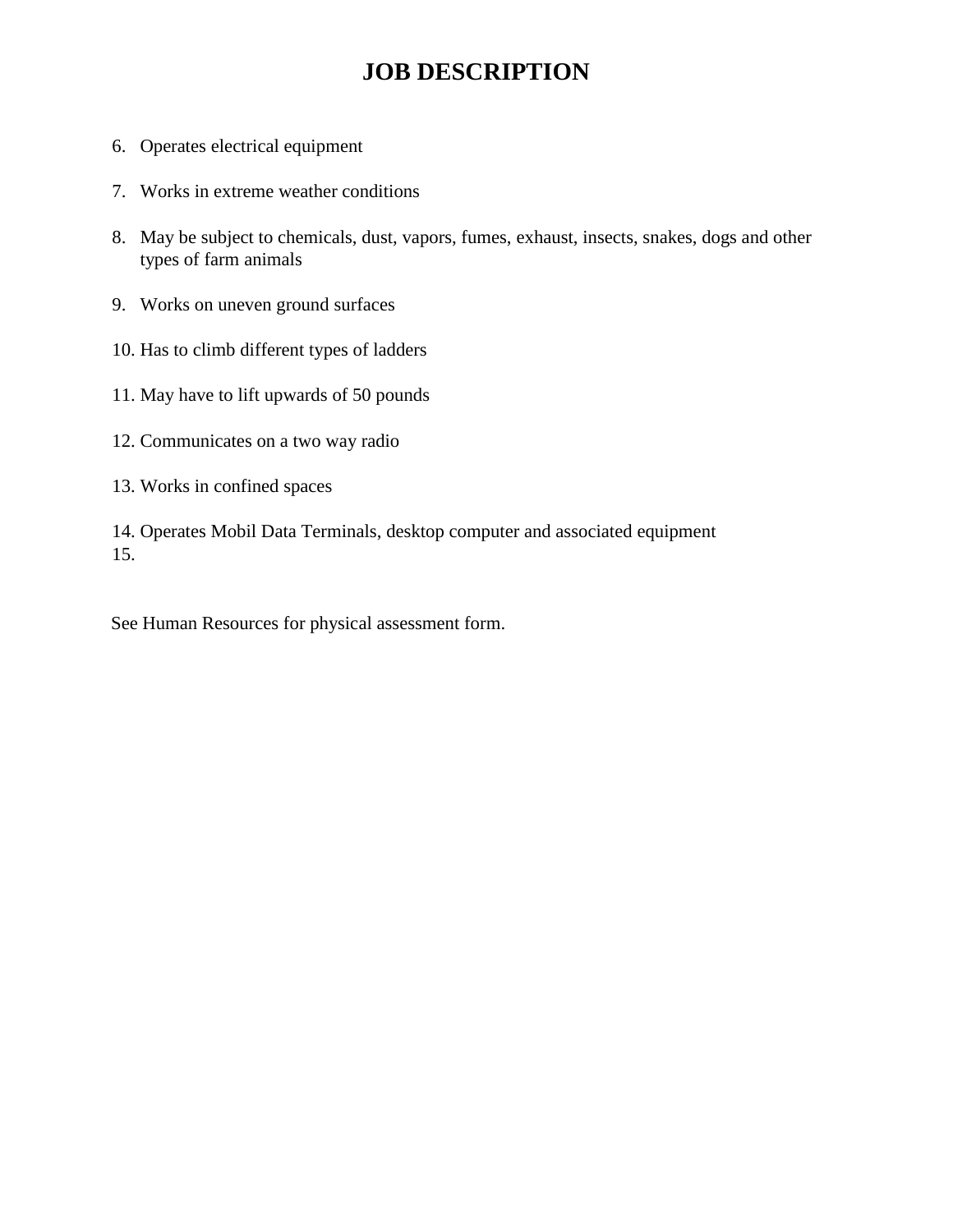# JOB DESCRIPTION

6. Operates electrical equipment
7. Works in extreme weather conditions
8. May be subject to chemicals, dust, vapors, fumes, exhaust, insects, snakes, dogs and other types of farm animals
9. Works on uneven ground surfaces
10. Has to climb different types of ladders
11. May have to lift upwards of 50 pounds
12. Communicates on a two way radio
13. Works in confined spaces
14. Operates Mobil Data Terminals, desktop computer and associated equipment
15.

See Human Resources for physical assessment form.